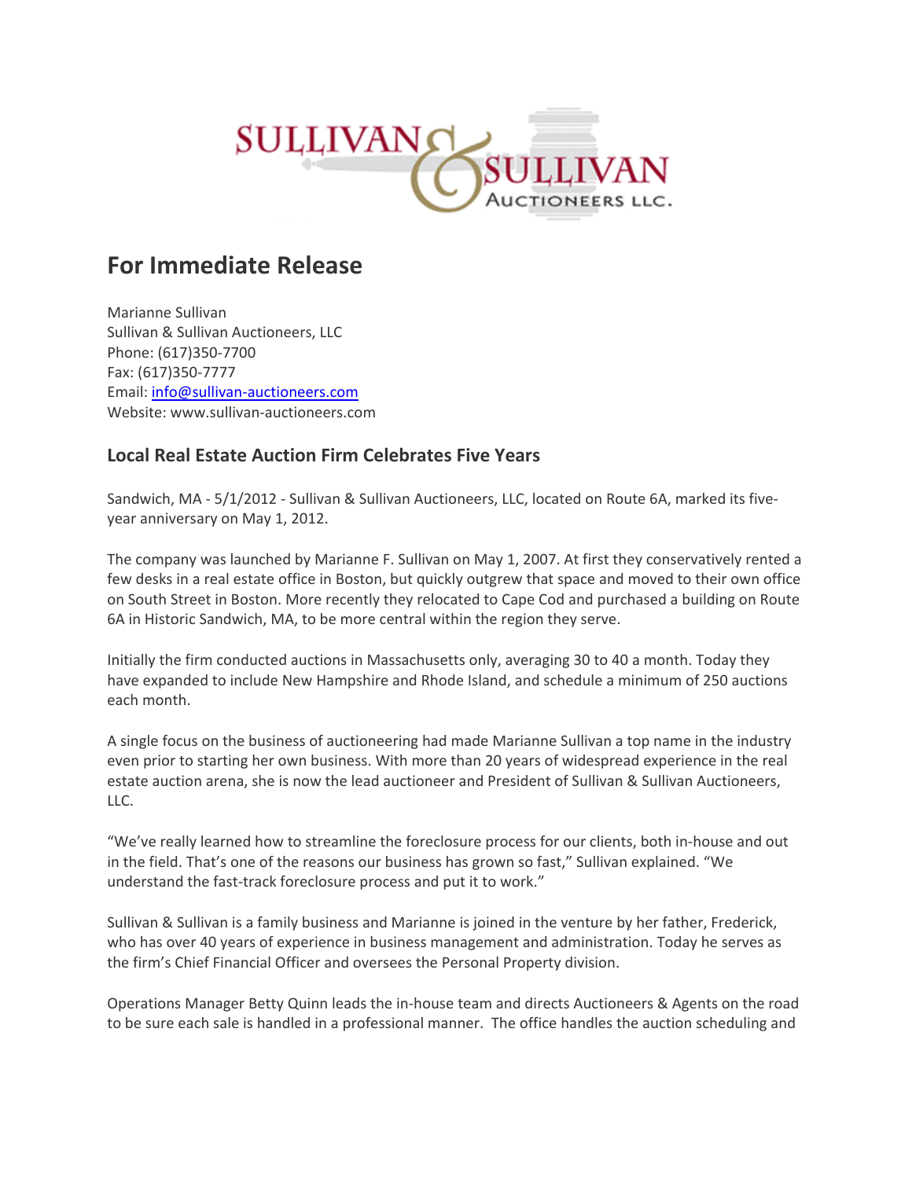SULLIVAN & SULLIVAN AUCTIONEERS LLC.

# For Immediate Release

Marianne Sullivan
Sullivan & Sullivan Auctioneers, LLC
Phone: (617)350-7700
Fax: (617)350-7777
Email: info@sullivan-auctioneers.com
Website: www.sullivan-auctioneers.com

## Local Real Estate Auction Firm Celebrates Five Years

Sandwich, MA - 5/1/2012 - Sullivan & Sullivan Auctioneers, LLC, located on Route 6A, marked its five-year anniversary on May 1, 2012.

The company was launched by Marianne F. Sullivan on May 1, 2007. At first they conservatively rented a few desks in a real estate office in Boston, but quickly outgrew that space and moved to their own office on South Street in Boston. More recently they relocated to Cape Cod and purchased a building on Route 6A in Historic Sandwich, MA, to be more central within the region they serve.

Initially the firm conducted auctions in Massachusetts only, averaging 30 to 40 a month. Today they have expanded to include New Hampshire and Rhode Island, and schedule a minimum of 250 auctions each month.

A single focus on the business of auctioneering had made Marianne Sullivan a top name in the industry even prior to starting her own business. With more than 20 years of widespread experience in the real estate auction arena, she is now the lead auctioneer and President of Sullivan & Sullivan Auctioneers, LLC.

"We've really learned how to streamline the foreclosure process for our clients, both in-house and out in the field. That's one of the reasons our business has grown so fast," Sullivan explained. "We understand the fast-track foreclosure process and put it to work."

Sullivan & Sullivan is a family business and Marianne is joined in the venture by her father, Frederick, who has over 40 years of experience in business management and administration. Today he serves as the firm's Chief Financial Officer and oversees the Personal Property division.

Operations Manager Betty Quinn leads the in-house team and directs Auctioneers & Agents on the road to be sure each sale is handled in a professional manner. The office handles the auction scheduling and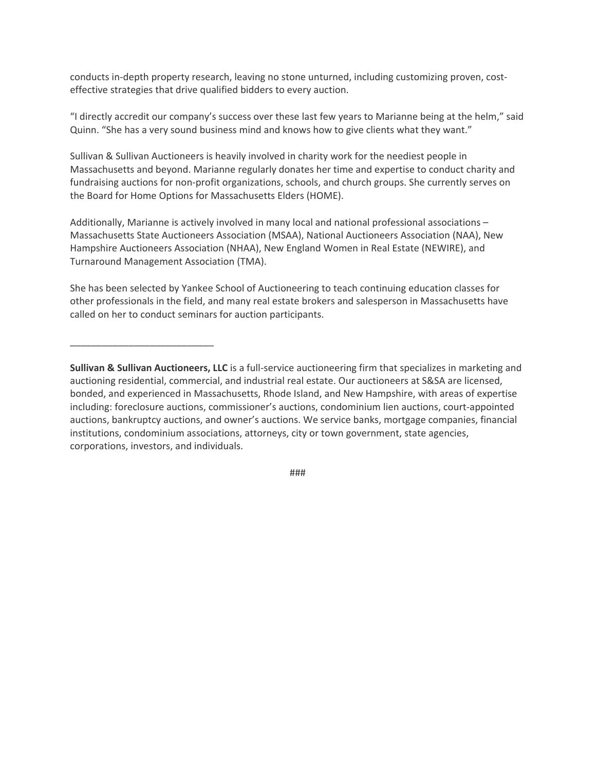conducts in-depth property research, leaving no stone unturned, including customizing proven, cost-effective strategies that drive qualified bidders to every auction.

"I directly accredit our company's success over these last few years to Marianne being at the helm," said Quinn. "She has a very sound business mind and knows how to give clients what they want."

Sullivan & Sullivan Auctioneers is heavily involved in charity work for the neediest people in Massachusetts and beyond. Marianne regularly donates her time and expertise to conduct charity and fundraising auctions for non-profit organizations, schools, and church groups. She currently serves on the Board for Home Options for Massachusetts Elders (HOME).

Additionally, Marianne is actively involved in many local and national professional associations – Massachusetts State Auctioneers Association (MSAA), National Auctioneers Association (NAA), New Hampshire Auctioneers Association (NHAA), New England Women in Real Estate (NEWIRE), and Turnaround Management Association (TMA).

She has been selected by Yankee School of Auctioneering to teach continuing education classes for other professionals in the field, and many real estate brokers and salesperson in Massachusetts have called on her to conduct seminars for auction participants.

___________________________

**Sullivan & Sullivan Auctioneers, LLC** is a full-service auctioneering firm that specializes in marketing and auctioning residential, commercial, and industrial real estate. Our auctioneers at S&SA are licensed, bonded, and experienced in Massachusetts, Rhode Island, and New Hampshire, with areas of expertise including: foreclosure auctions, commissioner's auctions, condominium lien auctions, court-appointed auctions, bankruptcy auctions, and owner's auctions. We service banks, mortgage companies, financial institutions, condominium associations, attorneys, city or town government, state agencies, corporations, investors, and individuals.

###